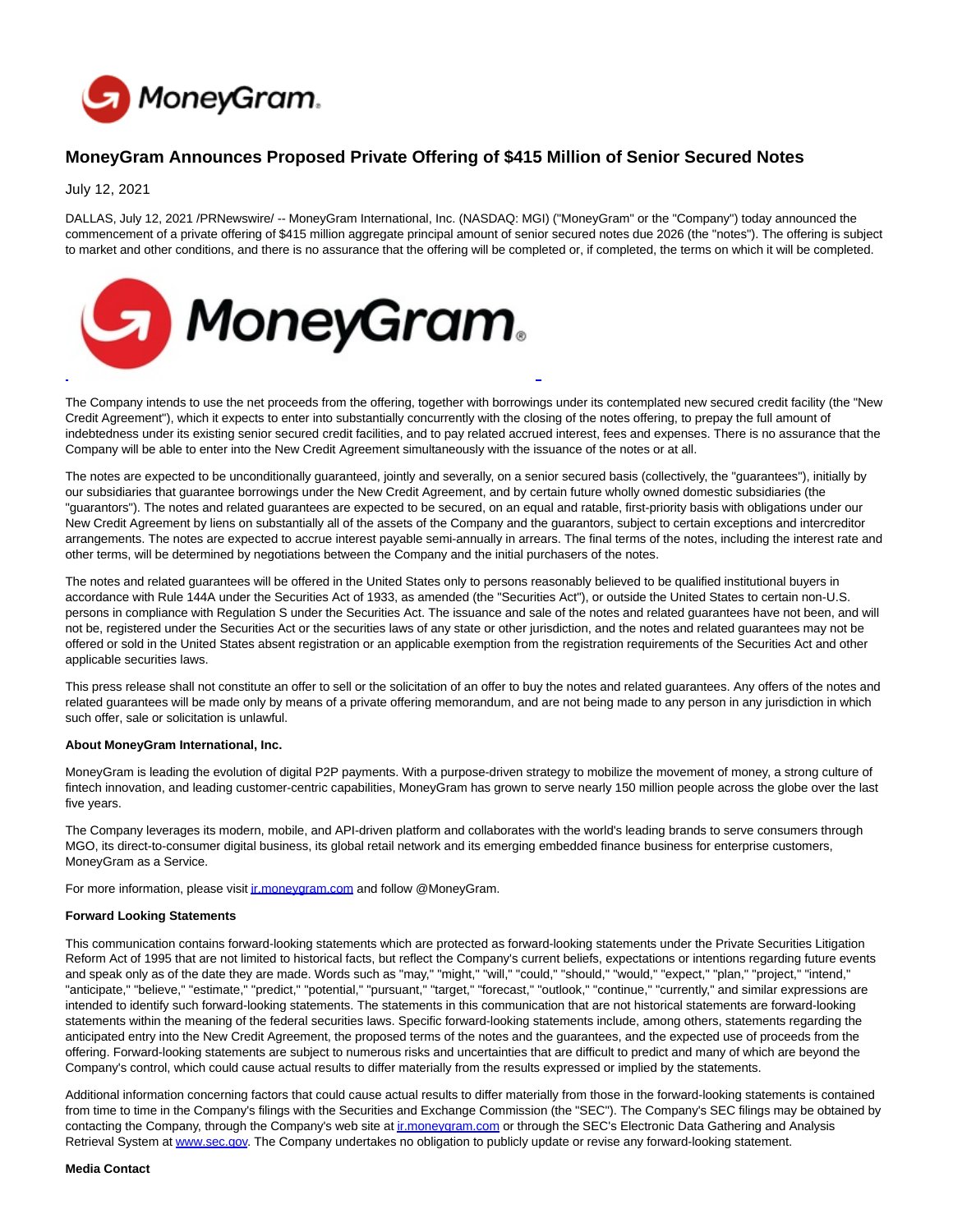# MoneyGram Announces Proposed Private Offering of $415 Million of Senior Secured Notes

July 12, 2021

DALLAS, July 12, 2021 /PRNewswire/ -- MoneyGram International, Inc. (NASDAQ: MGI) ("MoneyGram" or the "Company") today announced the commencement of a private offering of $415 million aggregate principal amount of senior secured notes due 2026 (the "notes"). The offering is subject to market and other conditions, and there is no assurance that the offering will be completed or, if completed, the terms on which it will be completed.

The Company intends to use the net proceeds from the offering, together with borrowings under its contemplated new secured credit facility (the "New Credit Agreement"), which it expects to enter into substantially concurrently with the closing of the notes offering, to prepay the full amount of indebtedness under its existing senior secured credit facilities, and to pay related accrued interest, fees and expenses. There is no assurance that the Company will be able to enter into the New Credit Agreement simultaneously with the issuance of the notes or at all.

The notes are expected to be unconditionally guaranteed, jointly and severally, on a senior secured basis (collectively, the "guarantees"), initially by our subsidiaries that guarantee borrowings under the New Credit Agreement, and by certain future wholly owned domestic subsidiaries (the "guarantors"). The notes and related guarantees are expected to be secured, on an equal and ratable, first-priority basis with obligations under our New Credit Agreement by liens on substantially all of the assets of the Company and the guarantors, subject to certain exceptions and intercreditor arrangements. The notes are expected to accrue interest payable semi-annually in arrears. The final terms of the notes, including the interest rate and other terms, will be determined by negotiations between the Company and the initial purchasers of the notes.

The notes and related guarantees will be offered in the United States only to persons reasonably believed to be qualified institutional buyers in accordance with Rule 144A under the Securities Act of 1933, as amended (the "Securities Act"), or outside the United States to certain non-U.S. persons in compliance with Regulation S under the Securities Act. The issuance and sale of the notes and related guarantees have not been, and will not be, registered under the Securities Act or the securities laws of any state or other jurisdiction, and the notes and related guarantees may not be offered or sold in the United States absent registration or an applicable exemption from the registration requirements of the Securities Act and other applicable securities laws.

This press release shall not constitute an offer to sell or the solicitation of an offer to buy the notes and related guarantees. Any offers of the notes and related guarantees will be made only by means of a private offering memorandum, and are not being made to any person in any jurisdiction in which such offer, sale or solicitation is unlawful.

**About MoneyGram International, Inc.**

MoneyGram is leading the evolution of digital P2P payments. With a purpose-driven strategy to mobilize the movement of money, a strong culture of fintech innovation, and leading customer-centric capabilities, MoneyGram has grown to serve nearly 150 million people across the globe over the last five years.

The Company leverages its modern, mobile, and API-driven platform and collaborates with the world's leading brands to serve consumers through MGO, its direct-to-consumer digital business, its global retail network and its emerging embedded finance business for enterprise customers, MoneyGram as a Service.

For more information, please visit ir.moneygram.com and follow @MoneyGram.

**Forward Looking Statements**

This communication contains forward-looking statements which are protected as forward-looking statements under the Private Securities Litigation Reform Act of 1995 that are not limited to historical facts, but reflect the Company's current beliefs, expectations or intentions regarding future events and speak only as of the date they are made. Words such as "may," "might," "will," "could," "should," "would," "expect," "plan," "project," "intend," "anticipate," "believe," "estimate," "predict," "potential," "pursuant," "target," "forecast," "outlook," "continue," "currently," and similar expressions are intended to identify such forward-looking statements. The statements in this communication that are not historical statements are forward-looking statements within the meaning of the federal securities laws. Specific forward-looking statements include, among others, statements regarding the anticipated entry into the New Credit Agreement, the proposed terms of the notes and the guarantees, and the expected use of proceeds from the offering. Forward-looking statements are subject to numerous risks and uncertainties that are difficult to predict and many of which are beyond the Company's control, which could cause actual results to differ materially from the results expressed or implied by the statements.

Additional information concerning factors that could cause actual results to differ materially from those in the forward-looking statements is contained from time to time in the Company's filings with the Securities and Exchange Commission (the "SEC"). The Company's SEC filings may be obtained by contacting the Company, through the Company's web site at ir.moneygram.com or through the SEC's Electronic Data Gathering and Analysis Retrieval System at www.sec.gov. The Company undertakes no obligation to publicly update or revise any forward-looking statement.

**Media Contact**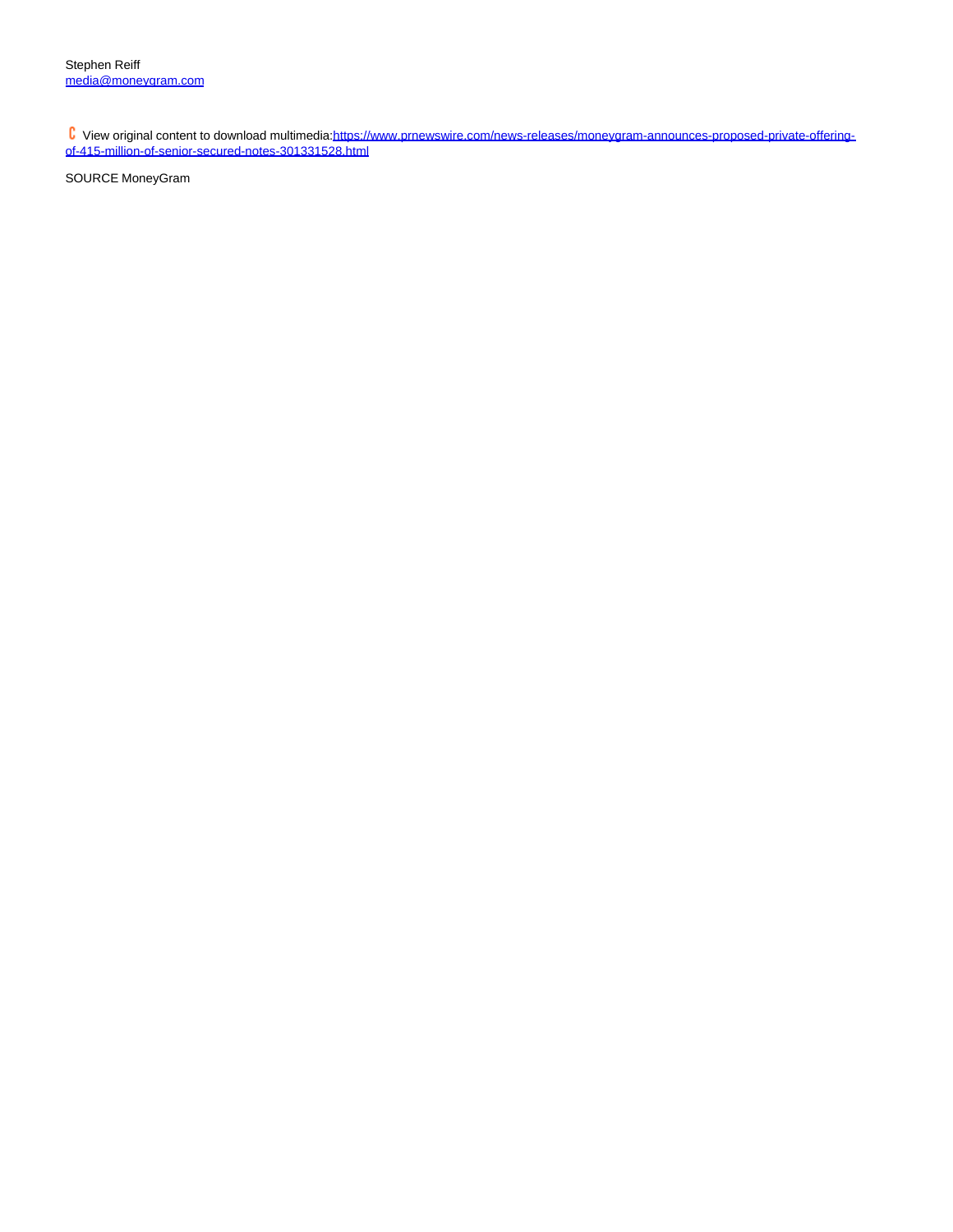Stephen Reiff
media@moneygram.com

View original content to download multimedia:https://www.prnewswire.com/news-releases/moneygram-announces-proposed-private-offering-of-415-million-of-senior-secured-notes-301331528.html

SOURCE MoneyGram